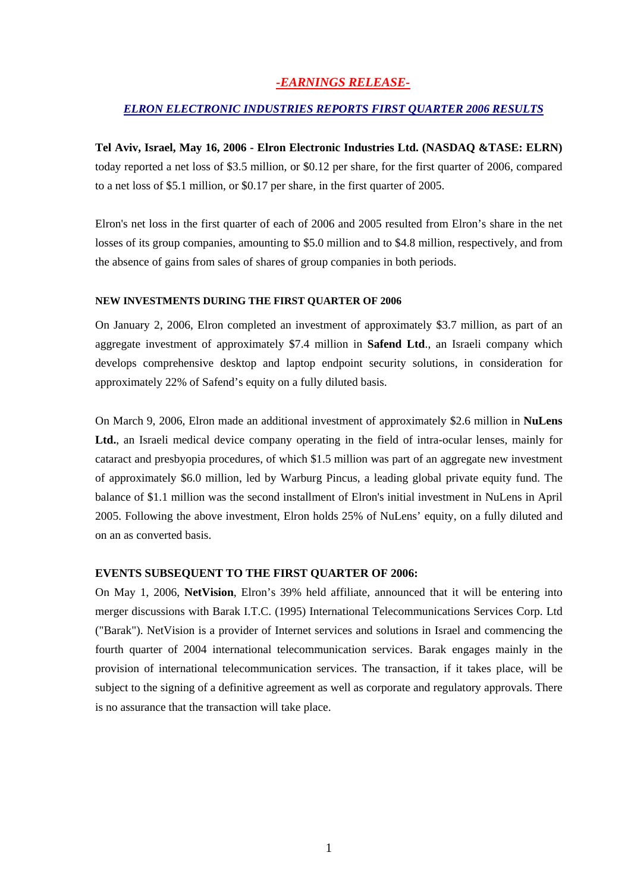# *-EARNINGS RELEASE-*

## *ELRON ELECTRONIC INDUSTRIES REPORTS FIRST QUARTER 2006 RESULTS*

**Tel Aviv, Israel, May 16, 2006 - Elron Electronic Industries Ltd. (NASDAQ &TASE: ELRN)** today reported a net loss of $3.5 million, or $0.12 per share, for the first quarter of 2006, compared to a net loss of $5.1 million, or $0.17 per share, in the first quarter of 2005.

Elron's net loss in the first quarter of each of 2006 and 2005 resulted from Elron's share in the net losses of its group companies, amounting to $5.0 million and to $4.8 million, respectively, and from the absence of gains from sales of shares of group companies in both periods.

### NEW INVESTMENTS DURING THE FIRST QUARTER OF 2006

On January 2, 2006, Elron completed an investment of approximately $3.7 million, as part of an aggregate investment of approximately $7.4 million in **Safend Ltd**., an Israeli company which develops comprehensive desktop and laptop endpoint security solutions, in consideration for approximately 22% of Safend's equity on a fully diluted basis.

On March 9, 2006, Elron made an additional investment of approximately $2.6 million in **NuLens Ltd.**, an Israeli medical device company operating in the field of intra-ocular lenses, mainly for cataract and presbyopia procedures, of which $1.5 million was part of an aggregate new investment of approximately $6.0 million, led by Warburg Pincus, a leading global private equity fund. The balance of $1.1 million was the second installment of Elron's initial investment in NuLens in April 2005. Following the above investment, Elron holds 25% of NuLens' equity, on a fully diluted and on an as converted basis.

### EVENTS SUBSEQUENT TO THE FIRST QUARTER OF 2006:

On May 1, 2006, **NetVision**, Elron's 39% held affiliate, announced that it will be entering into merger discussions with Barak I.T.C. (1995) International Telecommunications Services Corp. Ltd ("Barak"). NetVision is a provider of Internet services and solutions in Israel and commencing the fourth quarter of 2004 international telecommunication services. Barak engages mainly in the provision of international telecommunication services. The transaction, if it takes place, will be subject to the signing of a definitive agreement as well as corporate and regulatory approvals. There is no assurance that the transaction will take place.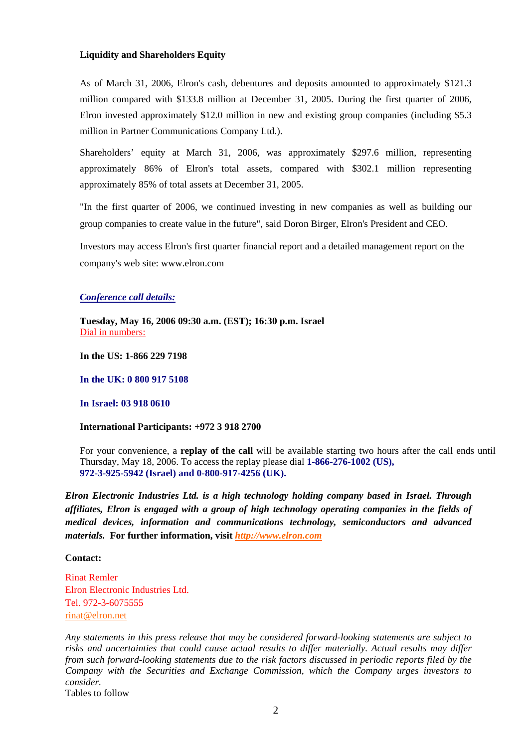**Liquidity and Shareholders Equity**

As of March 31, 2006, Elron's cash, debentures and deposits amounted to approximately $121.3 million compared with $133.8 million at December 31, 2005. During the first quarter of 2006, Elron invested approximately $12.0 million in new and existing group companies (including $5.3 million in Partner Communications Company Ltd.).

Shareholders' equity at March 31, 2006, was approximately $297.6 million, representing approximately 86% of Elron's total assets, compared with $302.1 million representing approximately 85% of total assets at December 31, 2005.

"In the first quarter of 2006, we continued investing in new companies as well as building our group companies to create value in the future", said Doron Birger, Elron's President and CEO.

Investors may access Elron's first quarter financial report and a detailed management report on the company's web site: www.elron.com

***Conference call details:***

**Tuesday, May 16, 2006 09:30 a.m. (EST); 16:30 p.m. Israel**
Dial in numbers:

**In the US: 1-866 229 7198**

**In the UK: 0 800 917 5108**

**In Israel: 03 918 0610**

**International Participants: +972 3 918 2700**

For your convenience, a **replay of the call** will be available starting two hours after the call ends until Thursday, May 18, 2006. To access the replay please dial **1-866-276-1002 (US), 972-3-925-5942 (Israel) and 0-800-917-4256 (UK).**

***Elron Electronic Industries Ltd. is a high technology holding company based in Israel. Through affiliates, Elron is engaged with a group of high technology operating companies in the fields of medical devices, information and communications technology, semiconductors and advanced materials.*** **For further information, visit *http://www.elron.com***

**Contact:**

Rinat Remler
Elron Electronic Industries Ltd.
Tel. 972-3-6075555
rinat@elron.net

*Any statements in this press release that may be considered forward-looking statements are subject to risks and uncertainties that could cause actual results to differ materially. Actual results may differ from such forward-looking statements due to the risk factors discussed in periodic reports filed by the Company with the Securities and Exchange Commission, which the Company urges investors to consider.*

Tables to follow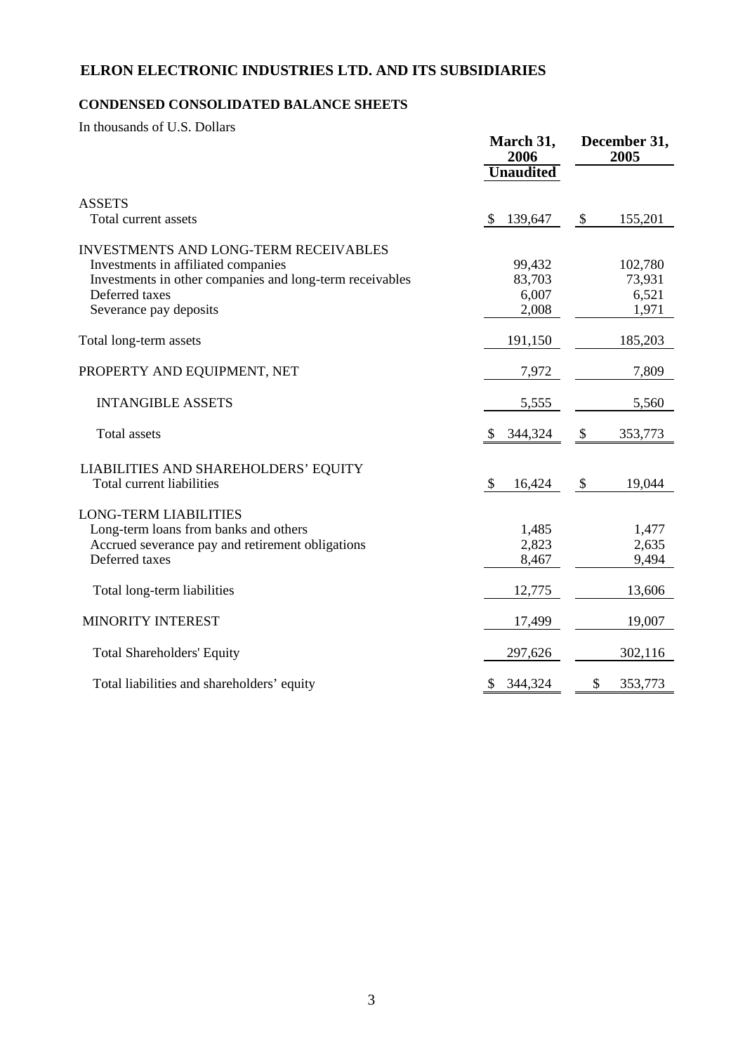# ELRON ELECTRONIC INDUSTRIES LTD. AND ITS SUBSIDIARIES

## CONDENSED CONSOLIDATED BALANCE SHEETS

In thousands of U.S. Dollars

| | March 31, 2006 | December 31, 2005 |
|---|---|---|
| | Unaudited | |
| **ASSETS** | | |
| Total current assets | $ 139,647 | $ 155,201 |
| **INVESTMENTS AND LONG-TERM RECEIVABLES** | | |
| Investments in affiliated companies | 99,432 | 102,780 |
| Investments in other companies and long-term receivables | 83,703 | 73,931 |
| Deferred taxes | 6,007 | 6,521 |
| Severance pay deposits | 2,008 | 1,971 |
| Total long-term assets | 191,150 | 185,203 |
| PROPERTY AND EQUIPMENT, NET | 7,972 | 7,809 |
| INTANGIBLE ASSETS | 5,555 | 5,560 |
| Total assets | $ 344,324 | $ 353,773 |
| **LIABILITIES AND SHAREHOLDERS' EQUITY** | | |
| Total current liabilities | $ 16,424 | $ 19,044 |
| **LONG-TERM LIABILITIES** | | |
| Long-term loans from banks and others | 1,485 | 1,477 |
| Accrued severance pay and retirement obligations | 2,823 | 2,635 |
| Deferred taxes | 8,467 | 9,494 |
| Total long-term liabilities | 12,775 | 13,606 |
| MINORITY INTEREST | 17,499 | 19,007 |
| Total Shareholders' Equity | 297,626 | 302,116 |
| Total liabilities and shareholders' equity | $ 344,324 | $ 353,773 |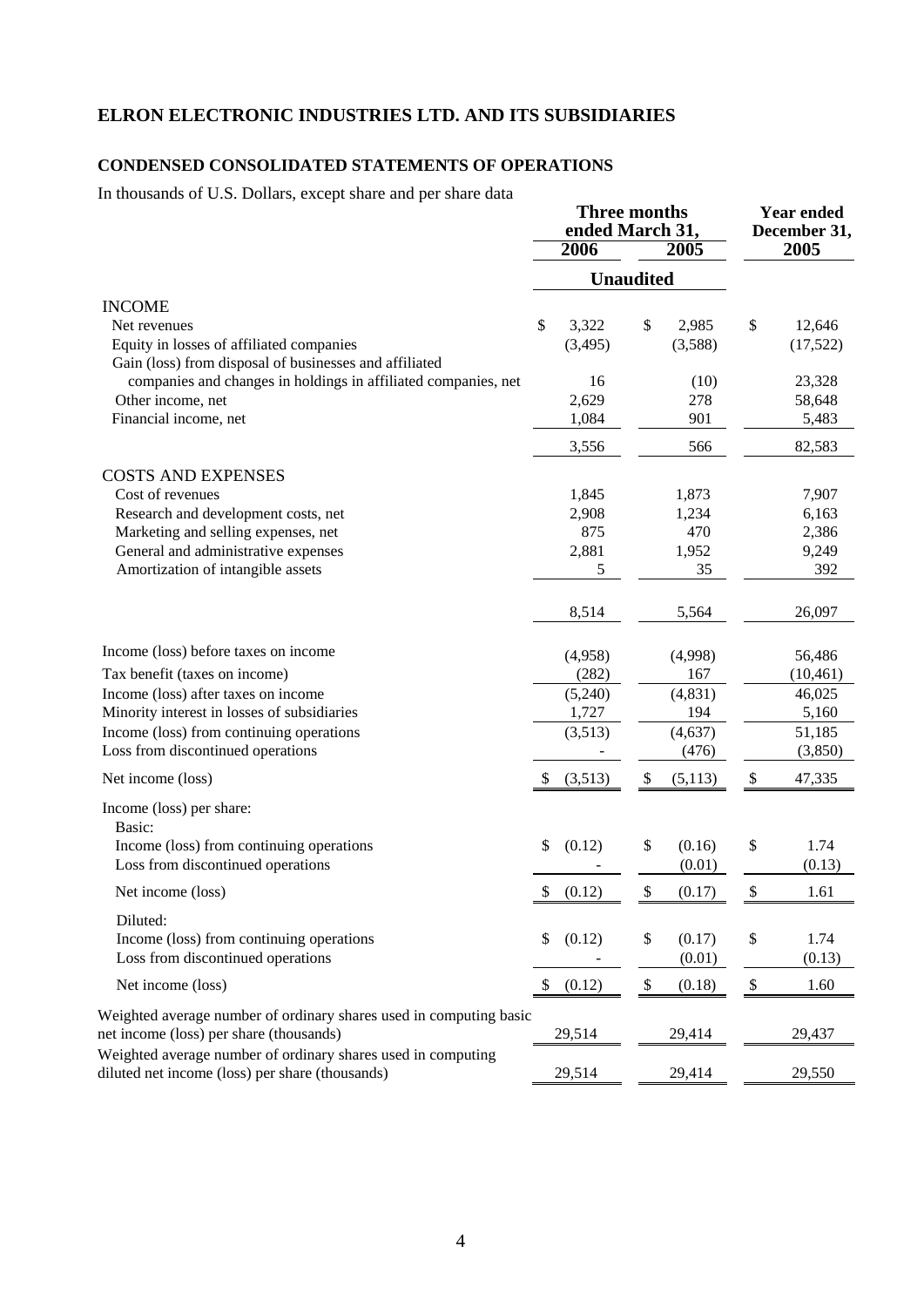## ELRON ELECTRONIC INDUSTRIES LTD. AND ITS SUBSIDIARIES

### CONDENSED CONSOLIDATED STATEMENTS OF OPERATIONS

In thousands of U.S. Dollars, except share and per share data

| | Three months ended March 31, 2006 | Three months ended March 31, 2005 | Year ended December 31, 2005 |
|---|---|---|---|
| | Unaudited | Unaudited | |
| **INCOME** | | | |
| Net revenues | $ 3,322 | $ 2,985 | $ 12,646 |
| Equity in losses of affiliated companies | (3,495) | (3,588) | (17,522) |
| Gain (loss) from disposal of businesses and affiliated companies and changes in holdings in affiliated companies, net | 16 | (10) | 23,328 |
| Other income, net | 2,629 | 278 | 58,648 |
| Financial income, net | 1,084 | 901 | 5,483 |
| | 3,556 | 566 | 82,583 |
| **COSTS AND EXPENSES** | | | |
| Cost of revenues | 1,845 | 1,873 | 7,907 |
| Research and development costs, net | 2,908 | 1,234 | 6,163 |
| Marketing and selling expenses, net | 875 | 470 | 2,386 |
| General and administrative expenses | 2,881 | 1,952 | 9,249 |
| Amortization of intangible assets | 5 | 35 | 392 |
| | 8,514 | 5,564 | 26,097 |
| Income (loss) before taxes on income | (4,958) | (4,998) | 56,486 |
| Tax benefit (taxes on income) | (282) | 167 | (10,461) |
| Income (loss) after taxes on income | (5,240) | (4,831) | 46,025 |
| Minority interest in losses of subsidiaries | 1,727 | 194 | 5,160 |
| Income (loss) from continuing operations | (3,513) | (4,637) | 51,185 |
| Loss from discontinued operations | - | (476) | (3,850) |
| Net income (loss) | $ (3,513) | $ (5,113) | $ 47,335 |
| Income (loss) per share: | | | |
| Basic: | | | |
| Income (loss) from continuing operations | $ (0.12) | $ (0.16) | $ 1.74 |
| Loss from discontinued operations | - | (0.01) | (0.13) |
| Net income (loss) | $ (0.12) | $ (0.17) | $ 1.61 |
| Diluted: | | | |
| Income (loss) from continuing operations | $ (0.12) | $ (0.17) | $ 1.74 |
| Loss from discontinued operations | - | (0.01) | (0.13) |
| Net income (loss) | $ (0.12) | $ (0.18) | $ 1.60 |
| Weighted average number of ordinary shares used in computing basic net income (loss) per share (thousands) | 29,514 | 29,414 | 29,437 |
| Weighted average number of ordinary shares used in computing diluted net income (loss) per share (thousands) | 29,514 | 29,414 | 29,550 |